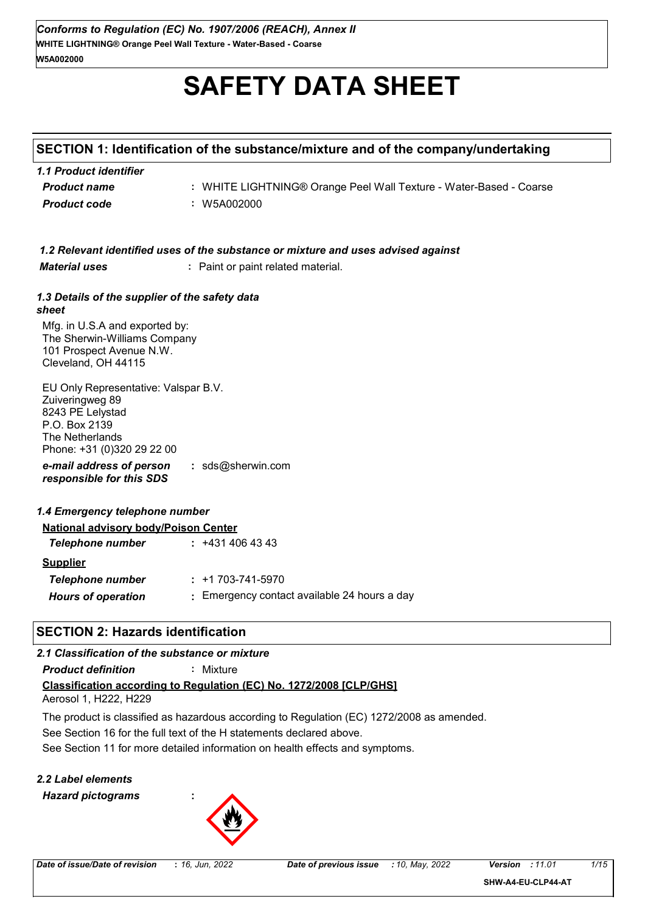# SAFETY DATA SHEET

## SECTION 1: Identification of the substance/mixture and of the company/undertaking

### 1.1 Product identifier

| | |
|---|---|
| ***Product name*** | : WHITE LIGHTNING® Orange Peel Wall Texture - Water-Based - Coarse |
| ***Product code*** | : W5A002000 |

### 1.2 Relevant identified uses of the substance or mixture and uses advised against

***Material uses*** : Paint or paint related material.

### 1.3 Details of the supplier of the safety data sheet

Mfg. in U.S.A and exported by:
The Sherwin-Williams Company
101 Prospect Avenue N.W.
Cleveland, OH 44115

EU Only Representative: Valspar B.V.
Zuiveringweg 89
8243 PE Lelystad
P.O. Box 2139
The Netherlands
Phone: +31 (0)320 29 22 00

***e-mail address of person responsible for this SDS*** : sds@sherwin.com

### 1.4 Emergency telephone number

**National advisory body/Poison Center**

***Telephone number*** : +431 406 43 43

**Supplier**

***Telephone number*** : +1 703-741-5970

***Hours of operation*** : Emergency contact available 24 hours a day

## SECTION 2: Hazards identification

### 2.1 Classification of the substance or mixture

***Product definition*** : Mixture

**Classification according to Regulation (EC) No. 1272/2008 [CLP/GHS]**

Aerosol 1, H222, H229

The product is classified as hazardous according to Regulation (EC) 1272/2008 as amended.

See Section 16 for the full text of the H statements declared above.

See Section 11 for more detailed information on health effects and symptoms.

### 2.2 Label elements

***Hazard pictograms*** :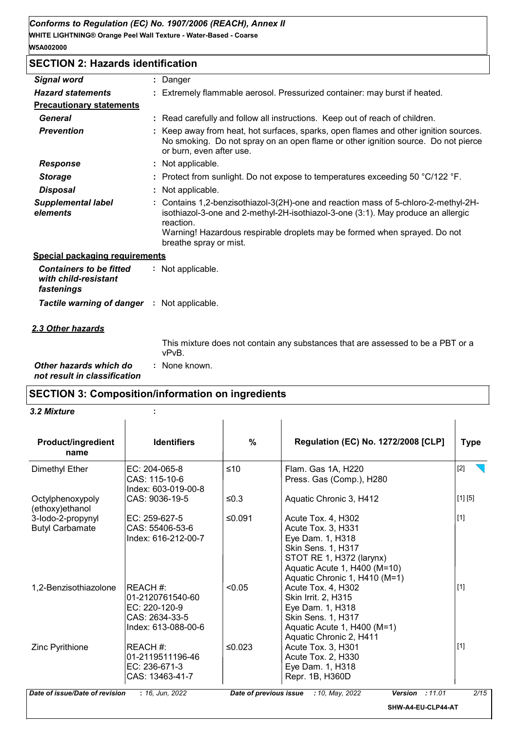## SECTION 2: Hazards identification

| | |
|---|---|
| ***Signal word*** | : Danger |
| ***Hazard statements*** | : Extremely flammable aerosol. Pressurized container: may burst if heated. |

**Precautionary statements**

| | |
|---|---|
| ***General*** | : Read carefully and follow all instructions. Keep out of reach of children. |
| ***Prevention*** | : Keep away from heat, hot surfaces, sparks, open flames and other ignition sources. No smoking. Do not spray on an open flame or other ignition source. Do not pierce or burn, even after use. |
| ***Response*** | : Not applicable. |
| ***Storage*** | : Protect from sunlight. Do not expose to temperatures exceeding 50 °C/122 °F. |
| ***Disposal*** | : Not applicable. |
| ***Supplemental label elements*** | : Contains 1,2-benzisothiazol-3(2H)-one and reaction mass of 5-chloro-2-methyl-2H-isothiazol-3-one and 2-methyl-2H-isothiazol-3-one (3:1). May produce an allergic reaction.<br>Warning! Hazardous respirable droplets may be formed when sprayed. Do not breathe spray or mist. |

**Special packaging requirements**

| | |
|---|---|
| ***Containers to be fitted with child-resistant fastenings*** | : Not applicable. |
| ***Tactile warning of danger*** | : Not applicable. |

### *2.3 Other hazards*

This mixture does not contain any substances that are assessed to be a PBT or a vPvB.

| | |
|---|---|
| ***Other hazards which do not result in classification*** | : None known. |

## SECTION 3: Composition/information on ingredients

***3.2 Mixture*** :

| Product/ingredient name | Identifiers | % | Regulation (EC) No. 1272/2008 [CLP] | Type |
|---|---|---|---|---|
| Dimethyl Ether | EC: 204-065-8<br>CAS: 115-10-6<br>Index: 603-019-00-8 | ≤10 | Flam. Gas 1A, H220<br>Press. Gas (Comp.), H280 | [2] |
| Octylphenoxypoly (ethoxy)ethanol | CAS: 9036-19-5 | ≤0.3 | Aquatic Chronic 3, H412 | [1] [5] |
| 3-Iodo-2-propynyl Butyl Carbamate | EC: 259-627-5<br>CAS: 55406-53-6<br>Index: 616-212-00-7 | ≤0.091 | Acute Tox. 4, H302<br>Acute Tox. 3, H331<br>Eye Dam. 1, H318<br>Skin Sens. 1, H317<br>STOT RE 1, H372 (larynx)<br>Aquatic Acute 1, H400 (M=10)<br>Aquatic Chronic 1, H410 (M=1) | [1] |
| 1,2-Benzisothiazolone | REACH #: 01-2120761540-60<br>EC: 220-120-9<br>CAS: 2634-33-5<br>Index: 613-088-00-6 | <0.05 | Acute Tox. 4, H302<br>Skin Irrit. 2, H315<br>Eye Dam. 1, H318<br>Skin Sens. 1, H317<br>Aquatic Acute 1, H400 (M=1)<br>Aquatic Chronic 2, H411 | [1] |
| Zinc Pyrithione | REACH #: 01-2119511196-46<br>EC: 236-671-3<br>CAS: 13463-41-7 | ≤0.023 | Acute Tox. 3, H301<br>Acute Tox. 2, H330<br>Eye Dam. 1, H318<br>Repr. 1B, H360D | [1] |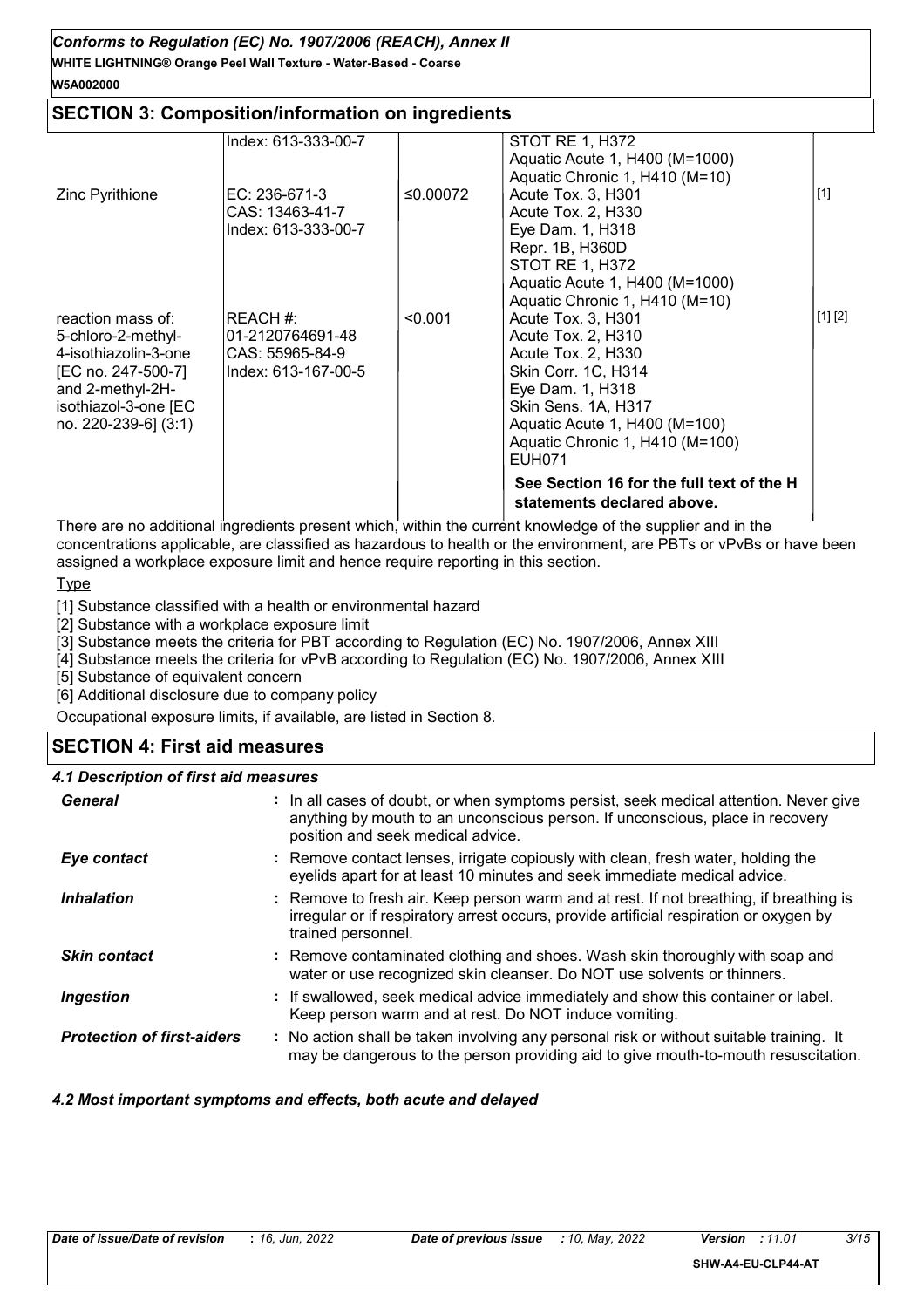## SECTION 3: Composition/information on ingredients

| | | | | |
|---|---|---|---|---|
| | Index: 613-333-00-7 | | STOT RE 1, H372<br>Aquatic Acute 1, H400 (M=1000)<br>Aquatic Chronic 1, H410 (M=10) | |
| Zinc Pyrithione | EC: 236-671-3<br>CAS: 13463-41-7<br>Index: 613-333-00-7 | ≤0.00072 | Acute Tox. 3, H301<br>Acute Tox. 2, H330<br>Eye Dam. 1, H318<br>Repr. 1B, H360D<br>STOT RE 1, H372<br>Aquatic Acute 1, H400 (M=1000)<br>Aquatic Chronic 1, H410 (M=10) | [1] |
| reaction mass of: 5-chloro-2-methyl-4-isothiazolin-3-one [EC no. 247-500-7] and 2-methyl-2H-isothiazol-3-one [EC no. 220-239-6] (3:1) | REACH #: 01-2120764691-48<br>CAS: 55965-84-9<br>Index: 613-167-00-5 | <0.001 | Acute Tox. 3, H301<br>Acute Tox. 2, H310<br>Acute Tox. 2, H330<br>Skin Corr. 1C, H314<br>Eye Dam. 1, H318<br>Skin Sens. 1A, H317<br>Aquatic Acute 1, H400 (M=100)<br>Aquatic Chronic 1, H410 (M=100)<br>EUH071 | [1] [2] |
| | | | **See Section 16 for the full text of the H statements declared above.** | |

There are no additional ingredients present which, within the current knowledge of the supplier and in the concentrations applicable, are classified as hazardous to health or the environment, are PBTs or vPvBs or have been assigned a workplace exposure limit and hence require reporting in this section.

Type

[1] Substance classified with a health or environmental hazard

[2] Substance with a workplace exposure limit

[3] Substance meets the criteria for PBT according to Regulation (EC) No. 1907/2006, Annex XIII

[4] Substance meets the criteria for vPvB according to Regulation (EC) No. 1907/2006, Annex XIII

[5] Substance of equivalent concern

[6] Additional disclosure due to company policy

Occupational exposure limits, if available, are listed in Section 8.

## SECTION 4: First aid measures

### 4.1 Description of first aid measures

***General*** : In all cases of doubt, or when symptoms persist, seek medical attention. Never give anything by mouth to an unconscious person. If unconscious, place in recovery position and seek medical advice.

***Eye contact*** : Remove contact lenses, irrigate copiously with clean, fresh water, holding the eyelids apart for at least 10 minutes and seek immediate medical advice.

***Inhalation*** : Remove to fresh air. Keep person warm and at rest. If not breathing, if breathing is irregular or if respiratory arrest occurs, provide artificial respiration or oxygen by trained personnel.

***Skin contact*** : Remove contaminated clothing and shoes. Wash skin thoroughly with soap and water or use recognized skin cleanser. Do NOT use solvents or thinners.

***Ingestion*** : If swallowed, seek medical advice immediately and show this container or label. Keep person warm and at rest. Do NOT induce vomiting.

***Protection of first-aiders*** : No action shall be taken involving any personal risk or without suitable training. It may be dangerous to the person providing aid to give mouth-to-mouth resuscitation.

### 4.2 Most important symptoms and effects, both acute and delayed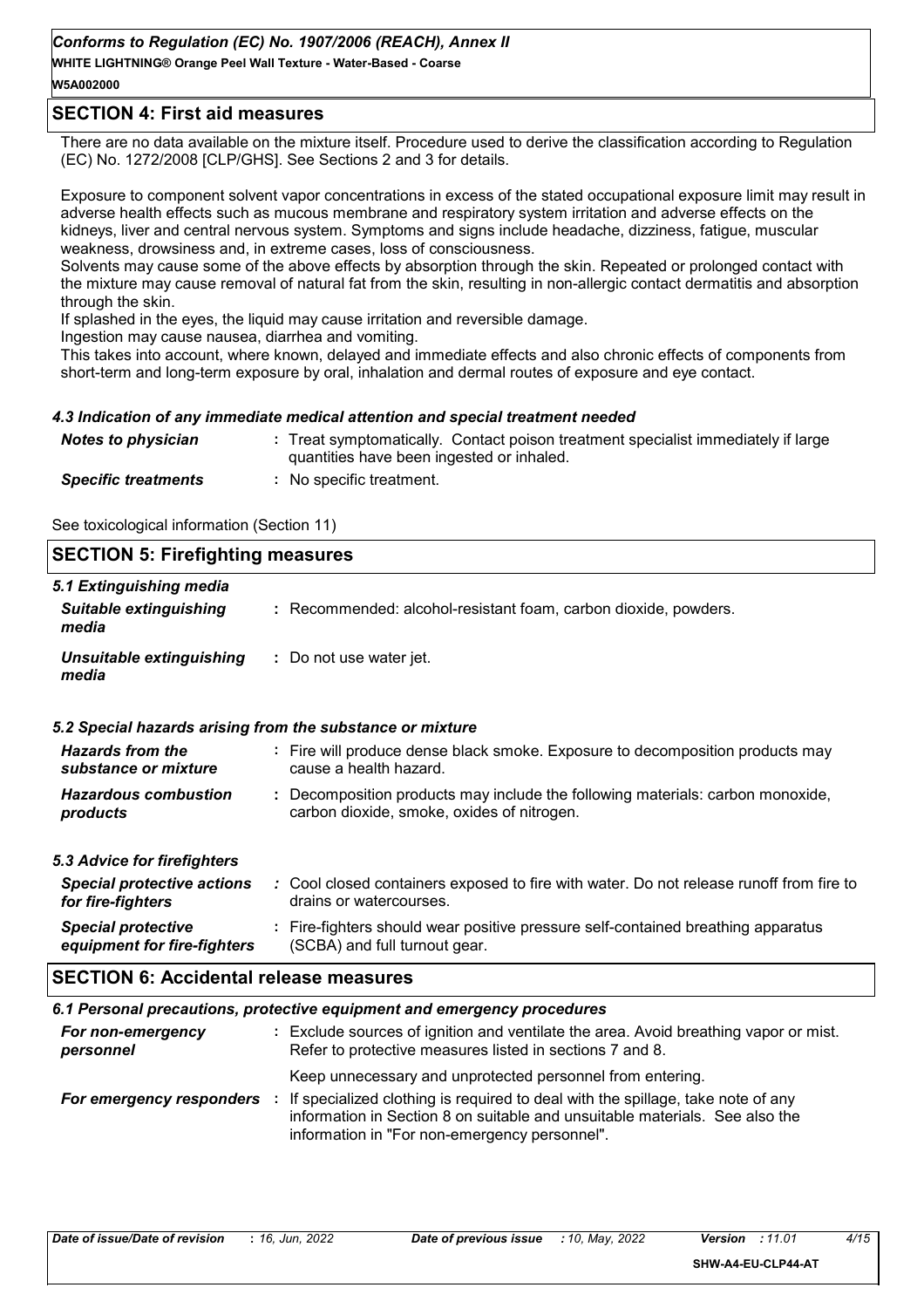## SECTION 4: First aid measures

There are no data available on the mixture itself. Procedure used to derive the classification according to Regulation (EC) No. 1272/2008 [CLP/GHS]. See Sections 2 and 3 for details.

Exposure to component solvent vapor concentrations in excess of the stated occupational exposure limit may result in adverse health effects such as mucous membrane and respiratory system irritation and adverse effects on the kidneys, liver and central nervous system. Symptoms and signs include headache, dizziness, fatigue, muscular weakness, drowsiness and, in extreme cases, loss of consciousness.
Solvents may cause some of the above effects by absorption through the skin. Repeated or prolonged contact with the mixture may cause removal of natural fat from the skin, resulting in non-allergic contact dermatitis and absorption through the skin.
If splashed in the eyes, the liquid may cause irritation and reversible damage.
Ingestion may cause nausea, diarrhea and vomiting.
This takes into account, where known, delayed and immediate effects and also chronic effects of components from short-term and long-term exposure by oral, inhalation and dermal routes of exposure and eye contact.

### 4.3 Indication of any immediate medical attention and special treatment needed

| | |
|---|---|
| *Notes to physician* | : Treat symptomatically. Contact poison treatment specialist immediately if large quantities have been ingested or inhaled. |
| *Specific treatments* | : No specific treatment. |

See toxicological information (Section 11)

## SECTION 5: Firefighting measures

### 5.1 Extinguishing media

| | |
|---|---|
| *Suitable extinguishing media* | : Recommended: alcohol-resistant foam, carbon dioxide, powders. |
| *Unsuitable extinguishing media* | : Do not use water jet. |

### 5.2 Special hazards arising from the substance or mixture

| | |
|---|---|
| *Hazards from the substance or mixture* | : Fire will produce dense black smoke. Exposure to decomposition products may cause a health hazard. |
| *Hazardous combustion products* | : Decomposition products may include the following materials: carbon monoxide, carbon dioxide, smoke, oxides of nitrogen. |

### 5.3 Advice for firefighters

| | |
|---|---|
| *Special protective actions for fire-fighters* | : Cool closed containers exposed to fire with water. Do not release runoff from fire to drains or watercourses. |
| *Special protective equipment for fire-fighters* | : Fire-fighters should wear positive pressure self-contained breathing apparatus (SCBA) and full turnout gear. |

## SECTION 6: Accidental release measures

### 6.1 Personal precautions, protective equipment and emergency procedures

| | |
|---|---|
| *For non-emergency personnel* | : Exclude sources of ignition and ventilate the area. Avoid breathing vapor or mist. Refer to protective measures listed in sections 7 and 8. Keep unnecessary and unprotected personnel from entering. |
| *For emergency responders* | : If specialized clothing is required to deal with the spillage, take note of any information in Section 8 on suitable and unsuitable materials. See also the information in "For non-emergency personnel". |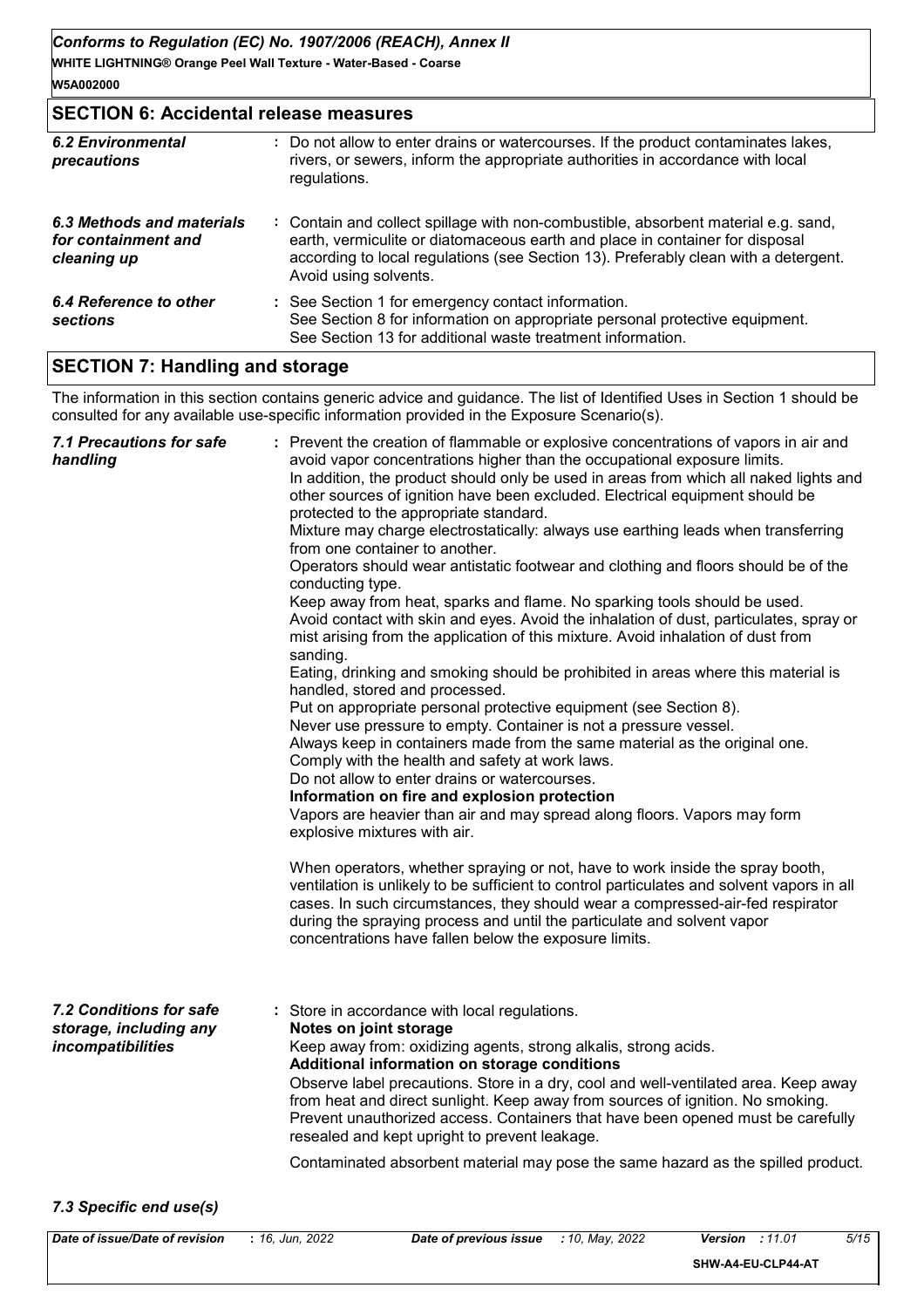## SECTION 6: Accidental release measures

| | |
|---|---|
| ***6.2 Environmental precautions*** | **:** Do not allow to enter drains or watercourses. If the product contaminates lakes, rivers, or sewers, inform the appropriate authorities in accordance with local regulations. |
| ***6.3 Methods and materials for containment and cleaning up*** | **:** Contain and collect spillage with non-combustible, absorbent material e.g. sand, earth, vermiculite or diatomaceous earth and place in container for disposal according to local regulations (see Section 13). Preferably clean with a detergent. Avoid using solvents. |
| ***6.4 Reference to other sections*** | **:** See Section 1 for emergency contact information. See Section 8 for information on appropriate personal protective equipment. See Section 13 for additional waste treatment information. |

## SECTION 7: Handling and storage

The information in this section contains generic advice and guidance. The list of Identified Uses in Section 1 should be consulted for any available use-specific information provided in the Exposure Scenario(s).

***7.1 Precautions for safe handling***

: Prevent the creation of flammable or explosive concentrations of vapors in air and avoid vapor concentrations higher than the occupational exposure limits.
In addition, the product should only be used in areas from which all naked lights and other sources of ignition have been excluded. Electrical equipment should be protected to the appropriate standard.
Mixture may charge electrostatically: always use earthing leads when transferring from one container to another.
Operators should wear antistatic footwear and clothing and floors should be of the conducting type.
Keep away from heat, sparks and flame. No sparking tools should be used.
Avoid contact with skin and eyes. Avoid the inhalation of dust, particulates, spray or mist arising from the application of this mixture. Avoid inhalation of dust from sanding.
Eating, drinking and smoking should be prohibited in areas where this material is handled, stored and processed.
Put on appropriate personal protective equipment (see Section 8).
Never use pressure to empty. Container is not a pressure vessel.
Always keep in containers made from the same material as the original one.
Comply with the health and safety at work laws.
Do not allow to enter drains or watercourses.

**Information on fire and explosion protection**

Vapors are heavier than air and may spread along floors. Vapors may form explosive mixtures with air.

When operators, whether spraying or not, have to work inside the spray booth, ventilation is unlikely to be sufficient to control particulates and solvent vapors in all cases. In such circumstances, they should wear a compressed-air-fed respirator during the spraying process and until the particulate and solvent vapor concentrations have fallen below the exposure limits.

***7.2 Conditions for safe storage, including any incompatibilities***

: Store in accordance with local regulations.

**Notes on joint storage**

Keep away from: oxidizing agents, strong alkalis, strong acids.

**Additional information on storage conditions**

Observe label precautions. Store in a dry, cool and well-ventilated area. Keep away from heat and direct sunlight. Keep away from sources of ignition. No smoking. Prevent unauthorized access. Containers that have been opened must be carefully resealed and kept upright to prevent leakage.

Contaminated absorbent material may pose the same hazard as the spilled product.

***7.3 Specific end use(s)***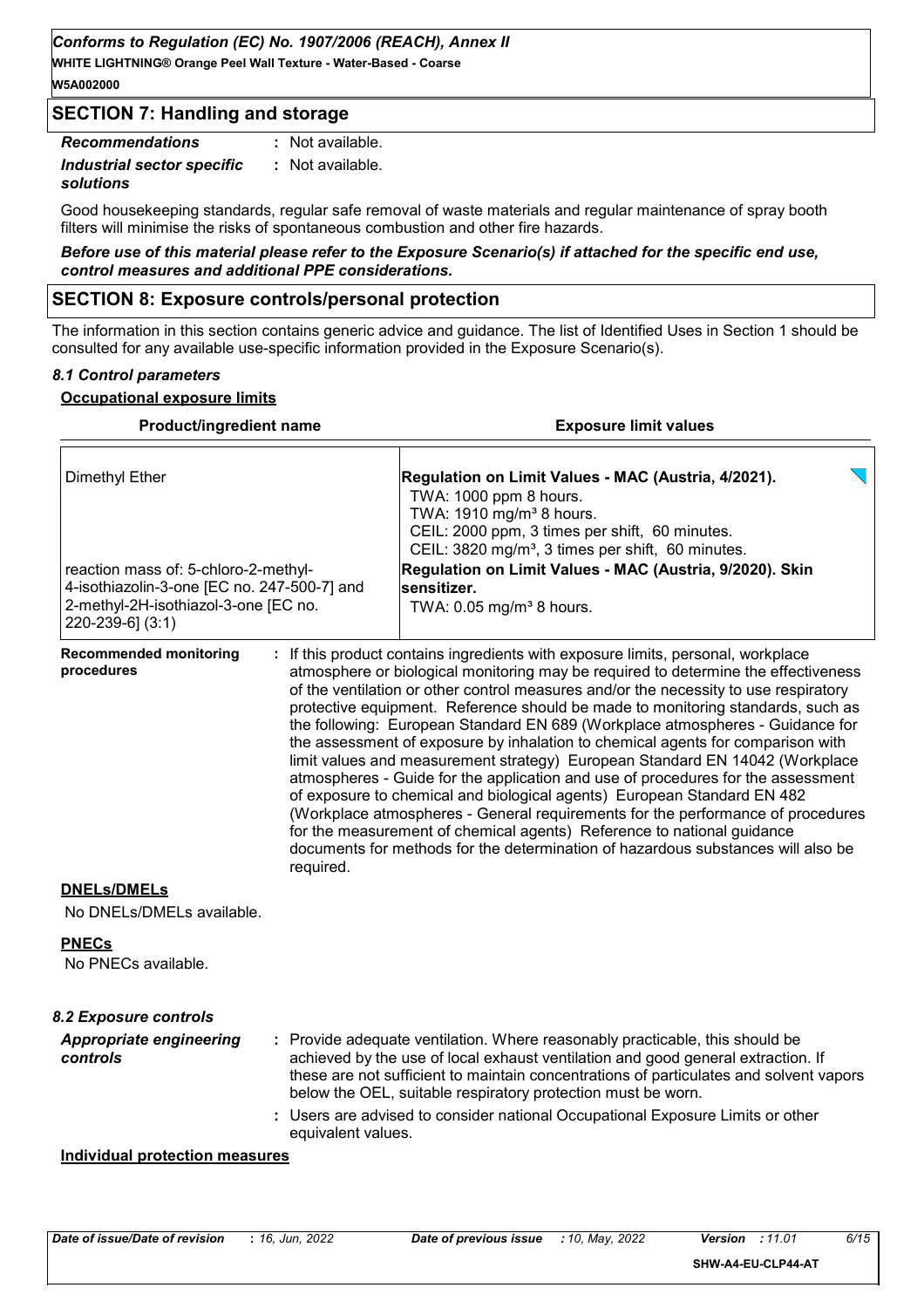## SECTION 7: Handling and storage

***Recommendations*** : Not available.

***Industrial sector specific solutions*** : Not available.

Good housekeeping standards, regular safe removal of waste materials and regular maintenance of spray booth filters will minimise the risks of spontaneous combustion and other fire hazards.

***Before use of this material please refer to the Exposure Scenario(s) if attached for the specific end use, control measures and additional PPE considerations.***

## SECTION 8: Exposure controls/personal protection

The information in this section contains generic advice and guidance. The list of Identified Uses in Section 1 should be consulted for any available use-specific information provided in the Exposure Scenario(s).

### *8.1 Control parameters*

**Occupational exposure limits**

| Product/ingredient name | Exposure limit values |
|---|---|
| Dimethyl Ether | **Regulation on Limit Values - MAC (Austria, 4/2021).**<br>TWA: 1000 ppm 8 hours.<br>TWA: 1910 mg/m³ 8 hours.<br>CEIL: 2000 ppm, 3 times per shift, 60 minutes.<br>CEIL: 3820 mg/m³, 3 times per shift, 60 minutes. |
| reaction mass of: 5-chloro-2-methyl-4-isothiazolin-3-one [EC no. 247-500-7] and 2-methyl-2H-isothiazol-3-one [EC no. 220-239-6] (3:1) | **Regulation on Limit Values - MAC (Austria, 9/2020). Skin sensitizer.**<br>TWA: 0.05 mg/m³ 8 hours. |

**Recommended monitoring procedures** : If this product contains ingredients with exposure limits, personal, workplace atmosphere or biological monitoring may be required to determine the effectiveness of the ventilation or other control measures and/or the necessity to use respiratory protective equipment. Reference should be made to monitoring standards, such as the following: European Standard EN 689 (Workplace atmospheres - Guidance for the assessment of exposure by inhalation to chemical agents for comparison with limit values and measurement strategy) European Standard EN 14042 (Workplace atmospheres - Guide for the application and use of procedures for the assessment of exposure to chemical and biological agents) European Standard EN 482 (Workplace atmospheres - General requirements for the performance of procedures for the measurement of chemical agents) Reference to national guidance documents for methods for the determination of hazardous substances will also be required.

**DNELs/DMELs**

No DNELs/DMELs available.

**PNECs**

No PNECs available.

### *8.2 Exposure controls*

***Appropriate engineering controls*** : Provide adequate ventilation. Where reasonably practicable, this should be achieved by the use of local exhaust ventilation and good general extraction. If these are not sufficient to maintain concentrations of particulates and solvent vapors below the OEL, suitable respiratory protection must be worn.

: Users are advised to consider national Occupational Exposure Limits or other equivalent values.

**Individual protection measures**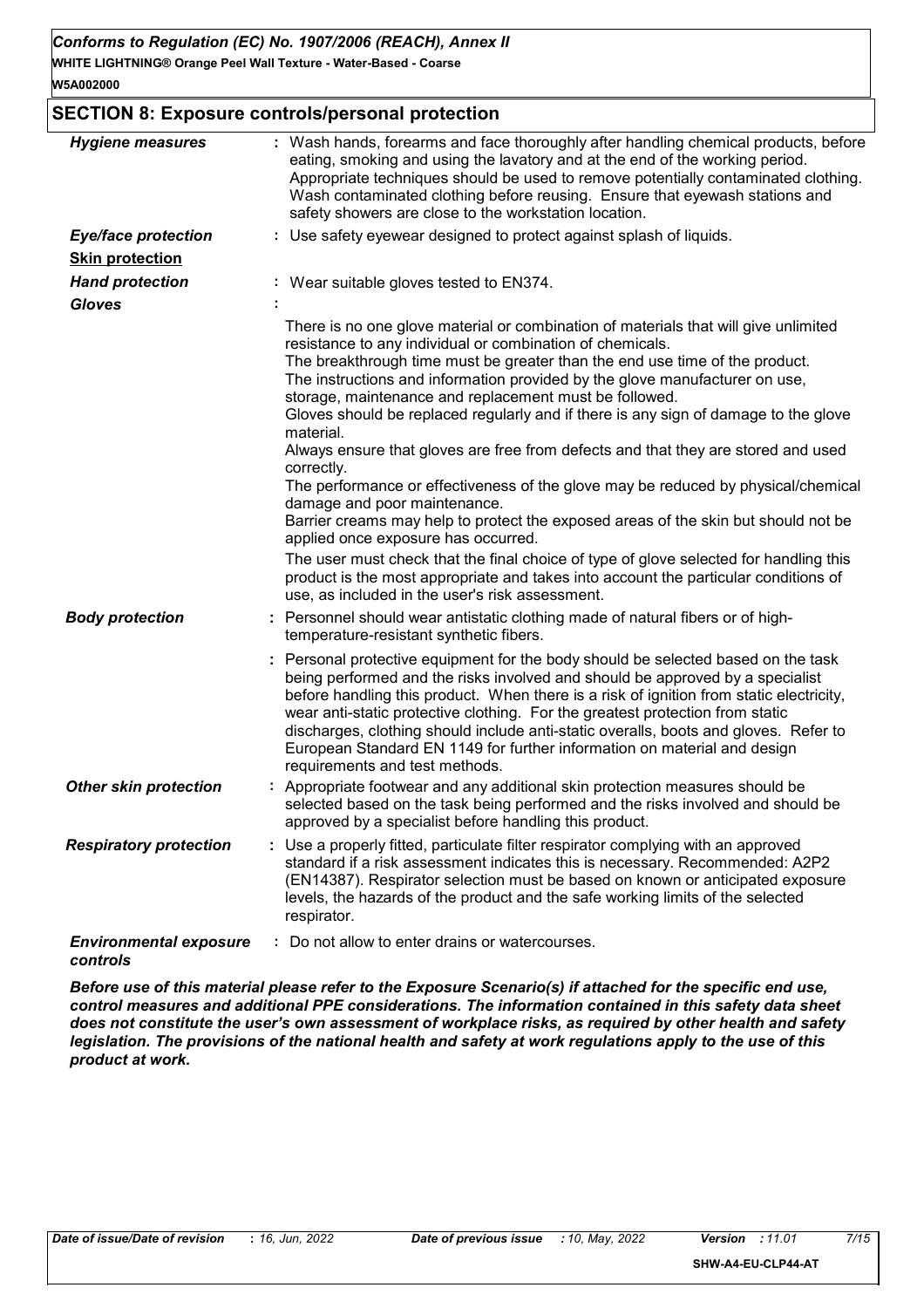## SECTION 8: Exposure controls/personal protection

| | |
|---|---|
| ***Hygiene measures*** | : Wash hands, forearms and face thoroughly after handling chemical products, before eating, smoking and using the lavatory and at the end of the working period. Appropriate techniques should be used to remove potentially contaminated clothing. Wash contaminated clothing before reusing. Ensure that eyewash stations and safety showers are close to the workstation location. |
| ***Eye/face protection*** | : Use safety eyewear designed to protect against splash of liquids. |
| ***Skin protection*** | |
| ***Hand protection*** | : Wear suitable gloves tested to EN374. |
| ***Gloves*** | : There is no one glove material or combination of materials that will give unlimited resistance to any individual or combination of chemicals. The breakthrough time must be greater than the end use time of the product. The instructions and information provided by the glove manufacturer on use, storage, maintenance and replacement must be followed. Gloves should be replaced regularly and if there is any sign of damage to the glove material. Always ensure that gloves are free from defects and that they are stored and used correctly. The performance or effectiveness of the glove may be reduced by physical/chemical damage and poor maintenance. Barrier creams may help to protect the exposed areas of the skin but should not be applied once exposure has occurred. The user must check that the final choice of type of glove selected for handling this product is the most appropriate and takes into account the particular conditions of use, as included in the user's risk assessment. |
| ***Body protection*** | : Personnel should wear antistatic clothing made of natural fibers or of high-temperature-resistant synthetic fibers. |
| | : Personal protective equipment for the body should be selected based on the task being performed and the risks involved and should be approved by a specialist before handling this product. When there is a risk of ignition from static electricity, wear anti-static protective clothing. For the greatest protection from static discharges, clothing should include anti-static overalls, boots and gloves. Refer to European Standard EN 1149 for further information on material and design requirements and test methods. |
| ***Other skin protection*** | : Appropriate footwear and any additional skin protection measures should be selected based on the task being performed and the risks involved and should be approved by a specialist before handling this product. |
| ***Respiratory protection*** | : Use a properly fitted, particulate filter respirator complying with an approved standard if a risk assessment indicates this is necessary. Recommended: A2P2 (EN14387). Respirator selection must be based on known or anticipated exposure levels, the hazards of the product and the safe working limits of the selected respirator. |
| ***Environmental exposure controls*** | : Do not allow to enter drains or watercourses. |

***Before use of this material please refer to the Exposure Scenario(s) if attached for the specific end use, control measures and additional PPE considerations. The information contained in this safety data sheet does not constitute the user's own assessment of workplace risks, as required by other health and safety legislation. The provisions of the national health and safety at work regulations apply to the use of this product at work.***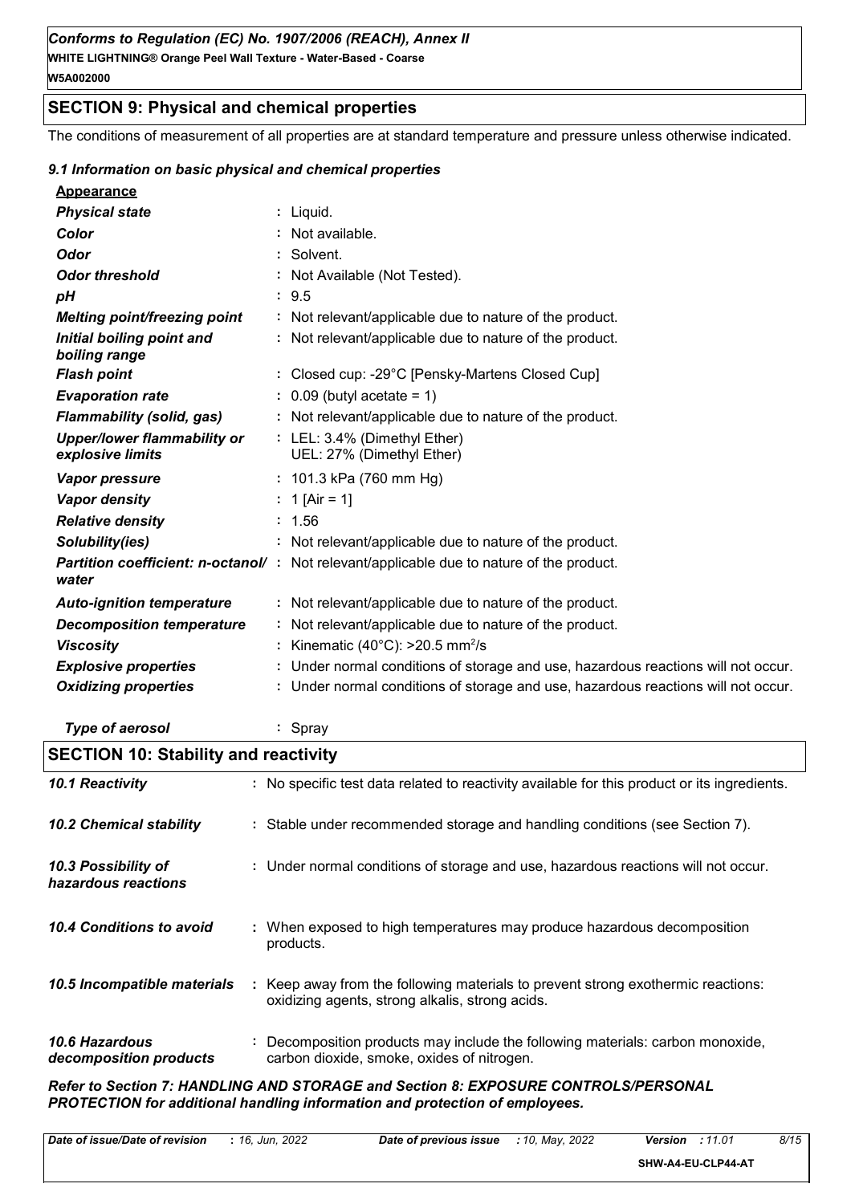## SECTION 9: Physical and chemical properties

The conditions of measurement of all properties are at standard temperature and pressure unless otherwise indicated.

### *9.1 Information on basic physical and chemical properties*

**Appearance**

| | |
|---|---|
| ***Physical state*** | : Liquid. |
| ***Color*** | : Not available. |
| ***Odor*** | : Solvent. |
| ***Odor threshold*** | : Not Available (Not Tested). |
| ***pH*** | : 9.5 |
| ***Melting point/freezing point*** | : Not relevant/applicable due to nature of the product. |
| ***Initial boiling point and boiling range*** | : Not relevant/applicable due to nature of the product. |
| ***Flash point*** | : Closed cup: -29°C [Pensky-Martens Closed Cup] |
| ***Evaporation rate*** | : 0.09 (butyl acetate = 1) |
| ***Flammability (solid, gas)*** | : Not relevant/applicable due to nature of the product. |
| ***Upper/lower flammability or explosive limits*** | : LEL: 3.4% (Dimethyl Ether)<br>UEL: 27% (Dimethyl Ether) |
| ***Vapor pressure*** | : 101.3 kPa (760 mm Hg) |
| ***Vapor density*** | : 1 [Air = 1] |
| ***Relative density*** | : 1.56 |
| ***Solubility(ies)*** | : Not relevant/applicable due to nature of the product. |
| ***Partition coefficient: n-octanol/water*** | : Not relevant/applicable due to nature of the product. |
| ***Auto-ignition temperature*** | : Not relevant/applicable due to nature of the product. |
| ***Decomposition temperature*** | : Not relevant/applicable due to nature of the product. |
| ***Viscosity*** | : Kinematic (40°C): >20.5 $mm^2/s$ |
| ***Explosive properties*** | : Under normal conditions of storage and use, hazardous reactions will not occur. |
| ***Oxidizing properties*** | : Under normal conditions of storage and use, hazardous reactions will not occur. |
| ***Type of aerosol*** | : Spray |

## SECTION 10: Stability and reactivity

| | |
|---|---|
| ***10.1 Reactivity*** | : No specific test data related to reactivity available for this product or its ingredients. |
| ***10.2 Chemical stability*** | : Stable under recommended storage and handling conditions (see Section 7). |
| ***10.3 Possibility of hazardous reactions*** | : Under normal conditions of storage and use, hazardous reactions will not occur. |
| ***10.4 Conditions to avoid*** | : When exposed to high temperatures may produce hazardous decomposition products. |
| ***10.5 Incompatible materials*** | : Keep away from the following materials to prevent strong exothermic reactions: oxidizing agents, strong alkalis, strong acids. |
| ***10.6 Hazardous decomposition products*** | : Decomposition products may include the following materials: carbon monoxide, carbon dioxide, smoke, oxides of nitrogen. |

***Refer to Section 7: HANDLING AND STORAGE and Section 8: EXPOSURE CONTROLS/PERSONAL PROTECTION for additional handling information and protection of employees.***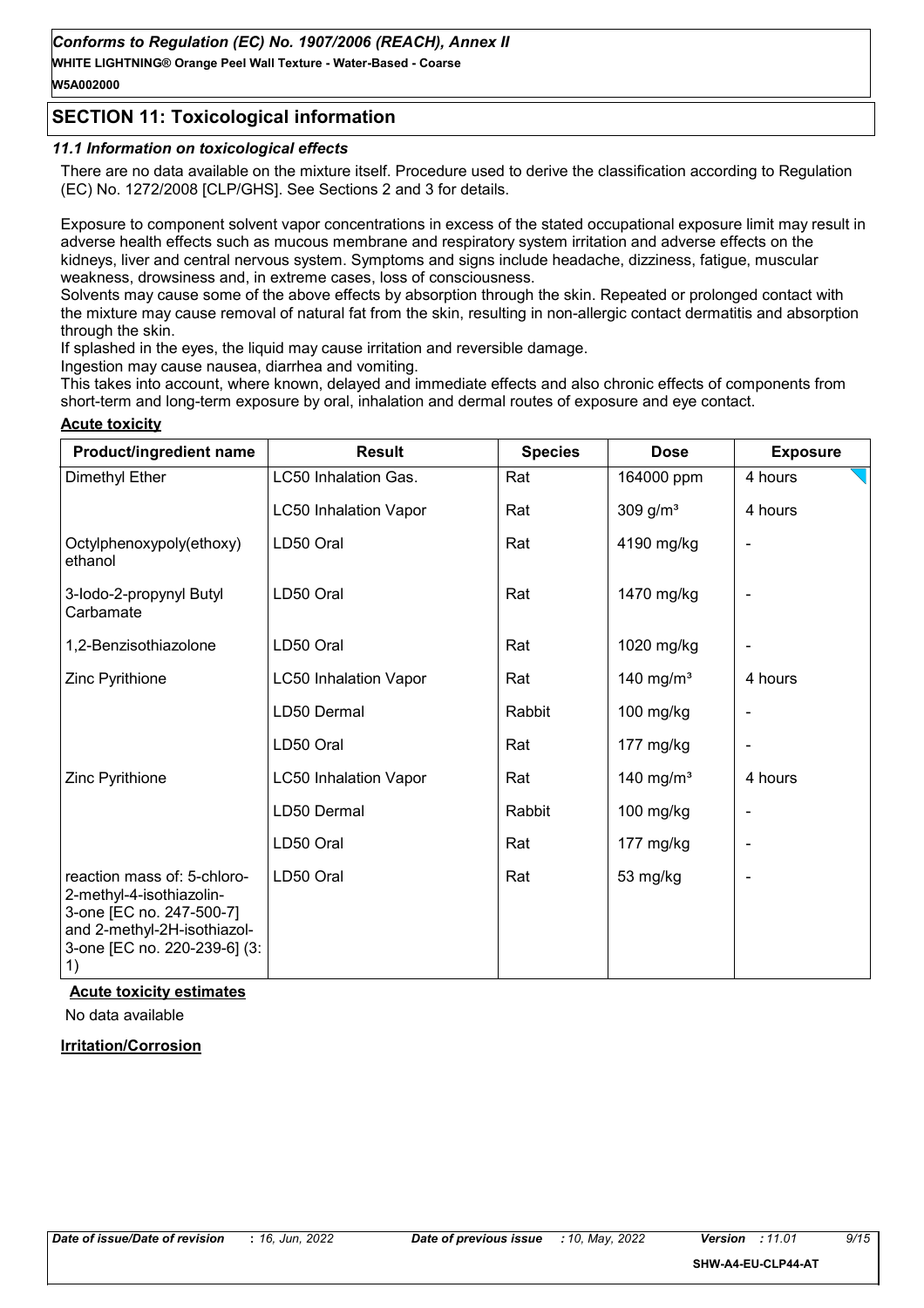## SECTION 11: Toxicological information

### 11.1 Information on toxicological effects

There are no data available on the mixture itself. Procedure used to derive the classification according to Regulation (EC) No. 1272/2008 [CLP/GHS]. See Sections 2 and 3 for details.

Exposure to component solvent vapor concentrations in excess of the stated occupational exposure limit may result in adverse health effects such as mucous membrane and respiratory system irritation and adverse effects on the kidneys, liver and central nervous system. Symptoms and signs include headache, dizziness, fatigue, muscular weakness, drowsiness and, in extreme cases, loss of consciousness.
Solvents may cause some of the above effects by absorption through the skin. Repeated or prolonged contact with the mixture may cause removal of natural fat from the skin, resulting in non-allergic contact dermatitis and absorption through the skin.
If splashed in the eyes, the liquid may cause irritation and reversible damage.
Ingestion may cause nausea, diarrhea and vomiting.
This takes into account, where known, delayed and immediate effects and also chronic effects of components from short-term and long-term exposure by oral, inhalation and dermal routes of exposure and eye contact.

**Acute toxicity**

| Product/ingredient name | Result | Species | Dose | Exposure |
|---|---|---|---|---|
| Dimethyl Ether | LC50 Inhalation Gas. | Rat | 164000 ppm | 4 hours |
| | LC50 Inhalation Vapor | Rat | 309 g/m³ | 4 hours |
| Octylphenoxypoly(ethoxy) ethanol | LD50 Oral | Rat | 4190 mg/kg | - |
| 3-Iodo-2-propynyl Butyl Carbamate | LD50 Oral | Rat | 1470 mg/kg | - |
| 1,2-Benzisothiazolone | LD50 Oral | Rat | 1020 mg/kg | - |
| Zinc Pyrithione | LC50 Inhalation Vapor | Rat | 140 mg/m³ | 4 hours |
| | LD50 Dermal | Rabbit | 100 mg/kg | - |
| | LD50 Oral | Rat | 177 mg/kg | - |
| Zinc Pyrithione | LC50 Inhalation Vapor | Rat | 140 mg/m³ | 4 hours |
| | LD50 Dermal | Rabbit | 100 mg/kg | - |
| | LD50 Oral | Rat | 177 mg/kg | - |
| reaction mass of: 5-chloro-2-methyl-4-isothiazolin-3-one [EC no. 247-500-7] and 2-methyl-2H-isothiazol-3-one [EC no. 220-239-6] (3:1) | LD50 Oral | Rat | 53 mg/kg | - |

**Acute toxicity estimates**

No data available

**Irritation/Corrosion**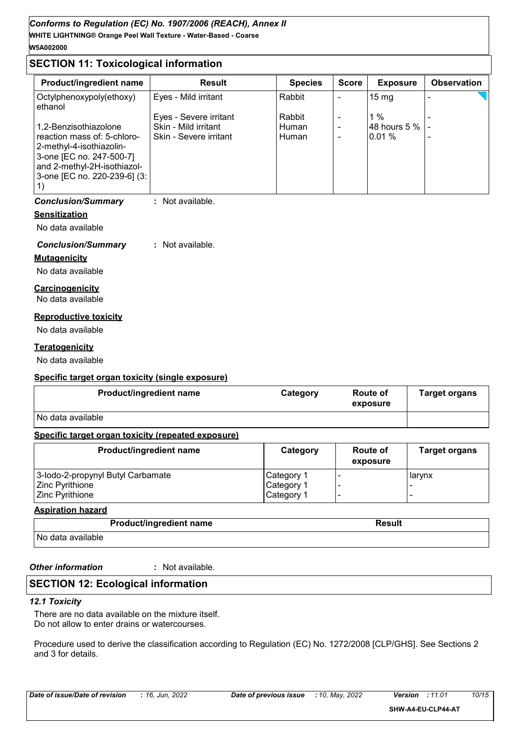## SECTION 11: Toxicological information

| Product/ingredient name | Result | Species | Score | Exposure | Observation |
|---|---|---|---|---|---|
| Octylphenoxypoly(ethoxy) ethanol | Eyes - Mild irritant | Rabbit | - | 15 mg | - |
| 1,2-Benzisothiazolone | Eyes - Severe irritant | Rabbit | - | 1 % | - |
| reaction mass of: 5-chloro-2-methyl-4-isothiazolin-3-one [EC no. 247-500-7] and 2-methyl-2H-isothiazol-3-one [EC no. 220-239-6] (3:1) | Skin - Mild irritant | Human | - | 48 hours 5 % | - |
| | Skin - Severe irritant | Human | - | 0.01 % | - |

***Conclusion/Summary*** : Not available.

**Sensitization**

No data available

***Conclusion/Summary*** : Not available.

**Mutagenicity**

No data available

**Carcinogenicity**

No data available

**Reproductive toxicity**

No data available

**Teratogenicity**

No data available

**Specific target organ toxicity (single exposure)**

| Product/ingredient name | Category | Route of exposure | Target organs |
|---|---|---|---|
| No data available | | | |

**Specific target organ toxicity (repeated exposure)**

| Product/ingredient name | Category | Route of exposure | Target organs |
|---|---|---|---|
| 3-Iodo-2-propynyl Butyl Carbamate | Category 1 | - | larynx |
| Zinc Pyrithione | Category 1 | - | - |
| Zinc Pyrithione | Category 1 | - | - |

**Aspiration hazard**

| Product/ingredient name | Result |
|---|---|
| No data available | |

***Other information*** : Not available.

## SECTION 12: Ecological information

### *12.1 Toxicity*

There are no data available on the mixture itself.
Do not allow to enter drains or watercourses.

Procedure used to derive the classification according to Regulation (EC) No. 1272/2008 [CLP/GHS]. See Sections 2 and 3 for details.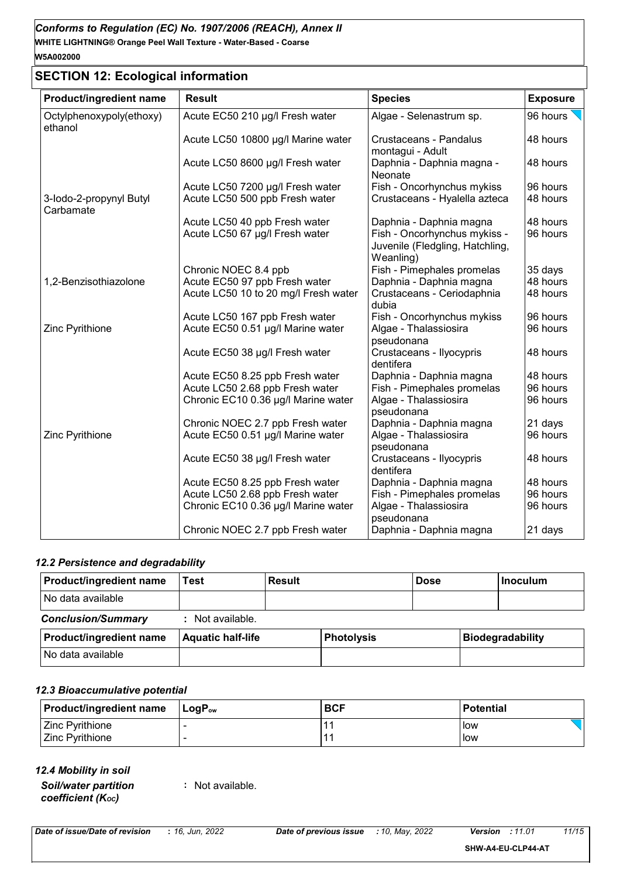## SECTION 12: Ecological information

| Product/ingredient name | Result | Species | Exposure |
|---|---|---|---|
| Octylphenoxypoly(ethoxy) ethanol | Acute EC50 210 µg/l Fresh water | Algae - Selenastrum sp. | 96 hours |
| | Acute LC50 10800 µg/l Marine water | Crustaceans - Pandalus montagui - Adult | 48 hours |
| | Acute LC50 8600 µg/l Fresh water | Daphnia - Daphnia magna - Neonate | 48 hours |
| | Acute LC50 7200 µg/l Fresh water | Fish - Oncorhynchus mykiss | 96 hours |
| 3-Iodo-2-propynyl Butyl Carbamate | Acute LC50 500 ppb Fresh water | Crustaceans - Hyalella azteca | 48 hours |
| | Acute LC50 40 ppb Fresh water | Daphnia - Daphnia magna | 48 hours |
| | Acute LC50 67 µg/l Fresh water | Fish - Oncorhynchus mykiss - Juvenile (Fledgling, Hatchling, Weanling) | 96 hours |
| | Chronic NOEC 8.4 ppb | Fish - Pimephales promelas | 35 days |
| 1,2-Benzisothiazolone | Acute EC50 97 ppb Fresh water | Daphnia - Daphnia magna | 48 hours |
| | Acute LC50 10 to 20 mg/l Fresh water | Crustaceans - Ceriodaphnia dubia | 48 hours |
| | Acute LC50 167 ppb Fresh water | Fish - Oncorhynchus mykiss | 96 hours |
| Zinc Pyrithione | Acute EC50 0.51 µg/l Marine water | Algae - Thalassiosira pseudonana | 96 hours |
| | Acute EC50 38 µg/l Fresh water | Crustaceans - Ilyocypris dentifera | 48 hours |
| | Acute EC50 8.25 ppb Fresh water | Daphnia - Daphnia magna | 48 hours |
| | Acute LC50 2.68 ppb Fresh water | Fish - Pimephales promelas | 96 hours |
| | Chronic EC10 0.36 µg/l Marine water | Algae - Thalassiosira pseudonana | 96 hours |
| | Chronic NOEC 2.7 ppb Fresh water | Daphnia - Daphnia magna | 21 days |
| Zinc Pyrithione | Acute EC50 0.51 µg/l Marine water | Algae - Thalassiosira pseudonana | 96 hours |
| | Acute EC50 38 µg/l Fresh water | Crustaceans - Ilyocypris dentifera | 48 hours |
| | Acute EC50 8.25 ppb Fresh water | Daphnia - Daphnia magna | 48 hours |
| | Acute LC50 2.68 ppb Fresh water | Fish - Pimephales promelas | 96 hours |
| | Chronic EC10 0.36 µg/l Marine water | Algae - Thalassiosira pseudonana | 96 hours |
| | Chronic NOEC 2.7 ppb Fresh water | Daphnia - Daphnia magna | 21 days |

### 12.2 Persistence and degradability

| Product/ingredient name | Test | Result | Dose | Inoculum |
|---|---|---|---|---|
| No data available | | | | |

**Conclusion/Summary** : Not available.

| Product/ingredient name | Aquatic half-life | Photolysis | Biodegradability |
|---|---|---|---|
| No data available | | | |

### 12.3 Bioaccumulative potential

| Product/ingredient name | $LogP_{ow}$ | BCF | Potential |
|---|---|---|---|
| Zinc Pyrithione | - | 11 | low |
| Zinc Pyrithione | - | 11 | low |

### 12.4 Mobility in soil

**Soil/water partition coefficient ($K_{OC}$)** : Not available.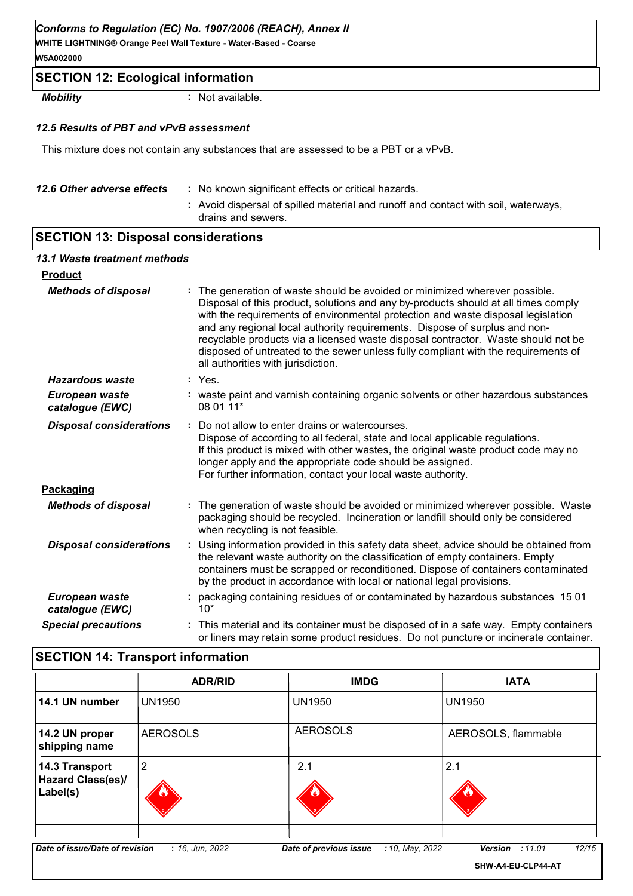## SECTION 12: Ecological information

| | |
|---|---|
| ***Mobility*** | Not available. |

### *12.5 Results of PBT and vPvB assessment*

This mixture does not contain any substances that are assessed to be a PBT or a vPvB.

| | |
|---|---|
| ***12.6 Other adverse effects*** | No known significant effects or critical hazards. |
| | Avoid dispersal of spilled material and runoff and contact with soil, waterways, drains and sewers. |

## SECTION 13: Disposal considerations

### *13.1 Waste treatment methods*

**Product**

| | |
|---|---|
| ***Methods of disposal*** | The generation of waste should be avoided or minimized wherever possible. Disposal of this product, solutions and any by-products should at all times comply with the requirements of environmental protection and waste disposal legislation and any regional local authority requirements. Dispose of surplus and non-recyclable products via a licensed waste disposal contractor. Waste should not be disposed of untreated to the sewer unless fully compliant with the requirements of all authorities with jurisdiction. |
| ***Hazardous waste*** | Yes. |
| ***European waste catalogue (EWC)*** | waste paint and varnish containing organic solvents or other hazardous substances 08 01 11* |
| ***Disposal considerations*** | Do not allow to enter drains or watercourses.<br>Dispose of according to all federal, state and local applicable regulations.<br>If this product is mixed with other wastes, the original waste product code may no longer apply and the appropriate code should be assigned.<br>For further information, contact your local waste authority. |

**Packaging**

| | |
|---|---|
| ***Methods of disposal*** | The generation of waste should be avoided or minimized wherever possible. Waste packaging should be recycled. Incineration or landfill should only be considered when recycling is not feasible. |
| ***Disposal considerations*** | Using information provided in this safety data sheet, advice should be obtained from the relevant waste authority on the classification of empty containers. Empty containers must be scrapped or reconditioned. Dispose of containers contaminated by the product in accordance with local or national legal provisions. |
| ***European waste catalogue (EWC)*** | packaging containing residues of or contaminated by hazardous substances 15 01 10* |
| ***Special precautions*** | This material and its container must be disposed of in a safe way. Empty containers or liners may retain some product residues. Do not puncture or incinerate container. |

## SECTION 14: Transport information

| | ADR/RID | IMDG | IATA |
|---|---|---|---|
| **14.1 UN number** | UN1950 | UN1950 | UN1950 |
| **14.2 UN proper shipping name** | AEROSOLS | AEROSOLS | AEROSOLS, flammable |
| **14.3 Transport Hazard Class(es)/ Label(s)** | 2 | 2.1 | 2.1 |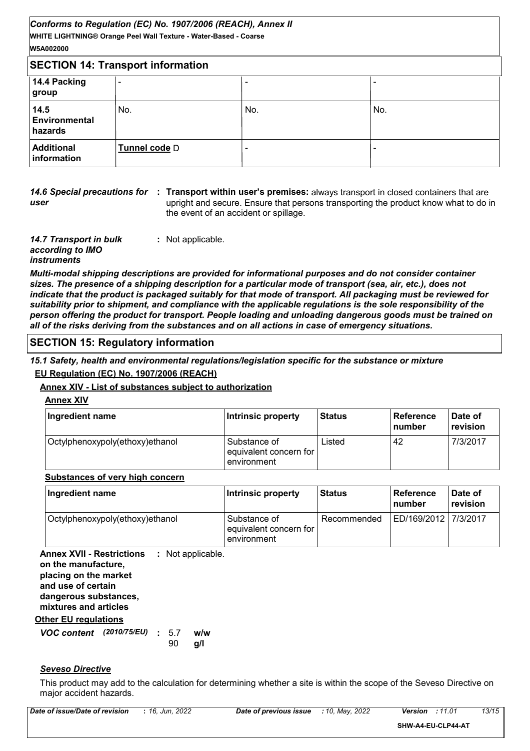## SECTION 14: Transport information

| 14.4 Packing group | - | - | - |
|---|---|---|---|
| 14.5 Environmental hazards | No. | No. | No. |
| Additional information | **Tunnel code** D | - | - |

*14.6 Special precautions for user* : **Transport within user's premises:** always transport in closed containers that are upright and secure. Ensure that persons transporting the product know what to do in the event of an accident or spillage.

*14.7 Transport in bulk according to IMO instruments* : Not applicable.

***Multi-modal shipping descriptions are provided for informational purposes and do not consider container sizes. The presence of a shipping description for a particular mode of transport (sea, air, etc.), does not indicate that the product is packaged suitably for that mode of transport. All packaging must be reviewed for suitability prior to shipment, and compliance with the applicable regulations is the sole responsibility of the person offering the product for transport. People loading and unloading dangerous goods must be trained on all of the risks deriving from the substances and on all actions in case of emergency situations.***

## SECTION 15: Regulatory information

***15.1 Safety, health and environmental regulations/legislation specific for the substance or mixture***

**EU Regulation (EC) No. 1907/2006 (REACH)**

**Annex XIV - List of substances subject to authorization**

**Annex XIV**

| Ingredient name | Intrinsic property | Status | Reference number | Date of revision |
|---|---|---|---|---|
| Octylphenoxypoly(ethoxy)ethanol | Substance of equivalent concern for environment | Listed | 42 | 7/3/2017 |

**Substances of very high concern**

| Ingredient name | Intrinsic property | Status | Reference number | Date of revision |
|---|---|---|---|---|
| Octylphenoxypoly(ethoxy)ethanol | Substance of equivalent concern for environment | Recommended | ED/169/2012 | 7/3/2017 |

**Annex XVII - Restrictions on the manufacture, placing on the market and use of certain dangerous substances, mixtures and articles** : Not applicable.

**Other EU regulations**

***VOC content*** *(2010/75/EU)* : 5.7 **w/w**
90 **g/l**

***Seveso Directive***

This product may add to the calculation for determining whether a site is within the scope of the Seveso Directive on major accident hazards.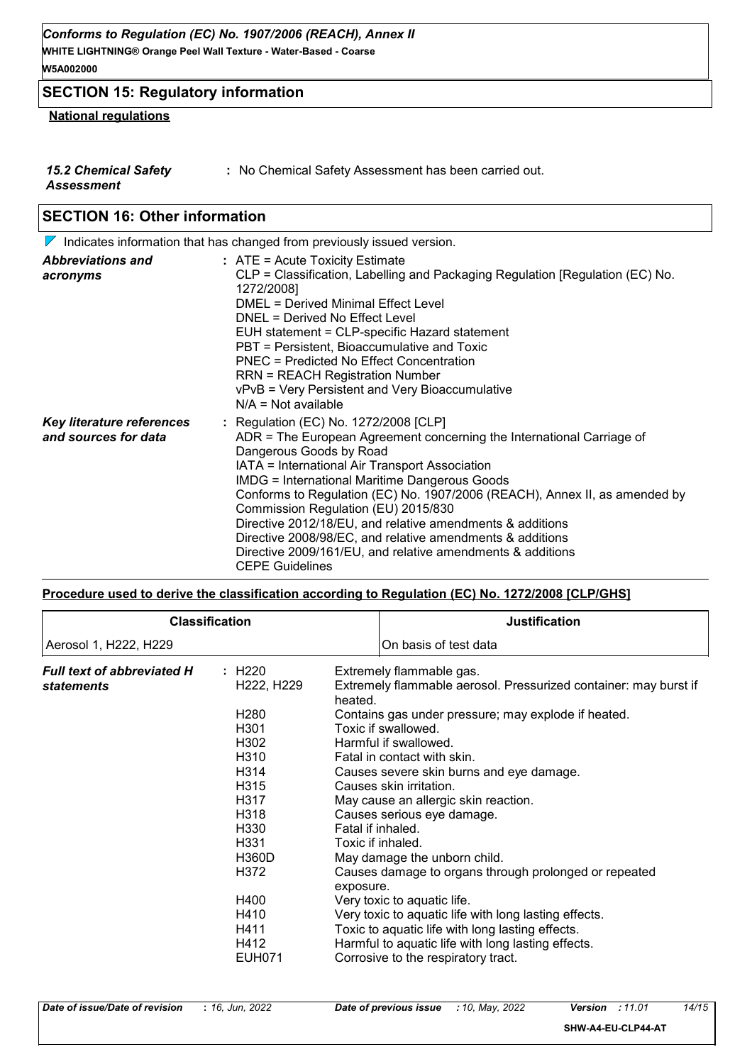## SECTION 15: Regulatory information

**National regulations**

| | |
|---|---|
| ***15.2 Chemical Safety Assessment*** | **:** No Chemical Safety Assessment has been carried out. |

## SECTION 16: Other information

Indicates information that has changed from previously issued version.

| | |
|---|---|
| ***Abbreviations and acronyms*** | **:** ATE = Acute Toxicity Estimate<br>CLP = Classification, Labelling and Packaging Regulation [Regulation (EC) No. 1272/2008]<br>DMEL = Derived Minimal Effect Level<br>DNEL = Derived No Effect Level<br>EUH statement = CLP-specific Hazard statement<br>PBT = Persistent, Bioaccumulative and Toxic<br>PNEC = Predicted No Effect Concentration<br>RRN = REACH Registration Number<br>vPvB = Very Persistent and Very Bioaccumulative<br>N/A = Not available |
| ***Key literature references and sources for data*** | **:** Regulation (EC) No. 1272/2008 [CLP]<br>ADR = The European Agreement concerning the International Carriage of Dangerous Goods by Road<br>IATA = International Air Transport Association<br>IMDG = International Maritime Dangerous Goods<br>Conforms to Regulation (EC) No. 1907/2006 (REACH), Annex II, as amended by Commission Regulation (EU) 2015/830<br>Directive 2012/18/EU, and relative amendments & additions<br>Directive 2008/98/EC, and relative amendments & additions<br>Directive 2009/161/EU, and relative amendments & additions<br>CEPE Guidelines |

**Procedure used to derive the classification according to Regulation (EC) No. 1272/2008 [CLP/GHS]**

| Classification | Justification |
|---|---|
| Aerosol 1, H222, H229 | On basis of test data |

***Full text of abbreviated H statements*** **:**

| | |
|---|---|
| H220 | Extremely flammable gas. |
| H222, H229 | Extremely flammable aerosol. Pressurized container: may burst if heated. |
| H280 | Contains gas under pressure; may explode if heated. |
| H301 | Toxic if swallowed. |
| H302 | Harmful if swallowed. |
| H310 | Fatal in contact with skin. |
| H314 | Causes severe skin burns and eye damage. |
| H315 | Causes skin irritation. |
| H317 | May cause an allergic skin reaction. |
| H318 | Causes serious eye damage. |
| H330 | Fatal if inhaled. |
| H331 | Toxic if inhaled. |
| H360D | May damage the unborn child. |
| H372 | Causes damage to organs through prolonged or repeated exposure. |
| H400 | Very toxic to aquatic life. |
| H410 | Very toxic to aquatic life with long lasting effects. |
| H411 | Toxic to aquatic life with long lasting effects. |
| H412 | Harmful to aquatic life with long lasting effects. |
| EUH071 | Corrosive to the respiratory tract. |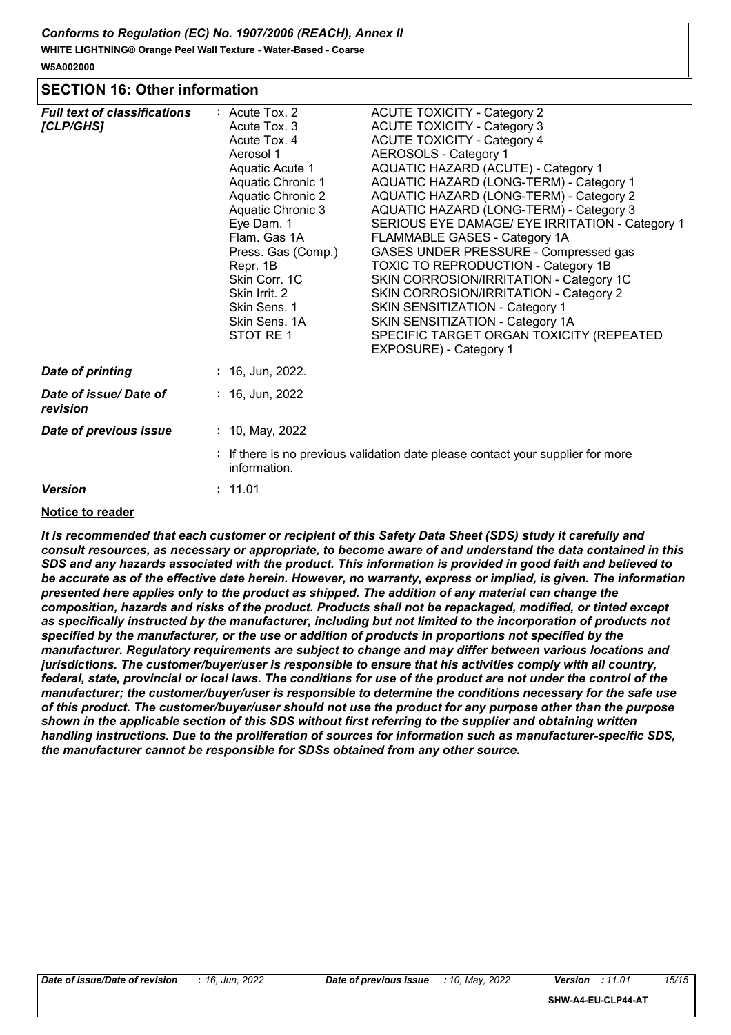## SECTION 16: Other information

| | | |
|---|---|---|
| ***Full text of classifications [CLP/GHS]*** | : Acute Tox. 2 | ACUTE TOXICITY - Category 2 |
| | Acute Tox. 3 | ACUTE TOXICITY - Category 3 |
| | Acute Tox. 4 | ACUTE TOXICITY - Category 4 |
| | Aerosol 1 | AEROSOLS - Category 1 |
| | Aquatic Acute 1 | AQUATIC HAZARD (ACUTE) - Category 1 |
| | Aquatic Chronic 1 | AQUATIC HAZARD (LONG-TERM) - Category 1 |
| | Aquatic Chronic 2 | AQUATIC HAZARD (LONG-TERM) - Category 2 |
| | Aquatic Chronic 3 | AQUATIC HAZARD (LONG-TERM) - Category 3 |
| | Eye Dam. 1 | SERIOUS EYE DAMAGE/ EYE IRRITATION - Category 1 |
| | Flam. Gas 1A | FLAMMABLE GASES - Category 1A |
| | Press. Gas (Comp.) | GASES UNDER PRESSURE - Compressed gas |
| | Repr. 1B | TOXIC TO REPRODUCTION - Category 1B |
| | Skin Corr. 1C | SKIN CORROSION/IRRITATION - Category 1C |
| | Skin Irrit. 2 | SKIN CORROSION/IRRITATION - Category 2 |
| | Skin Sens. 1 | SKIN SENSITIZATION - Category 1 |
| | Skin Sens. 1A | SKIN SENSITIZATION - Category 1A |
| | STOT RE 1 | SPECIFIC TARGET ORGAN TOXICITY (REPEATED EXPOSURE) - Category 1 |

***Date of printing*** : 16, Jun, 2022.

***Date of issue/ Date of revision*** : 16, Jun, 2022

***Date of previous issue*** : 10, May, 2022

: If there is no previous validation date please contact your supplier for more information.

***Version*** : 11.01

**Notice to reader**

***It is recommended that each customer or recipient of this Safety Data Sheet (SDS) study it carefully and consult resources, as necessary or appropriate, to become aware of and understand the data contained in this SDS and any hazards associated with the product. This information is provided in good faith and believed to be accurate as of the effective date herein. However, no warranty, express or implied, is given. The information presented here applies only to the product as shipped. The addition of any material can change the composition, hazards and risks of the product. Products shall not be repackaged, modified, or tinted except as specifically instructed by the manufacturer, including but not limited to the incorporation of products not specified by the manufacturer, or the use or addition of products in proportions not specified by the manufacturer. Regulatory requirements are subject to change and may differ between various locations and jurisdictions. The customer/buyer/user is responsible to ensure that his activities comply with all country, federal, state, provincial or local laws. The conditions for use of the product are not under the control of the manufacturer; the customer/buyer/user is responsible to determine the conditions necessary for the safe use of this product. The customer/buyer/user should not use the product for any purpose other than the purpose shown in the applicable section of this SDS without first referring to the supplier and obtaining written handling instructions. Due to the proliferation of sources for information such as manufacturer-specific SDS, the manufacturer cannot be responsible for SDSs obtained from any other source.***